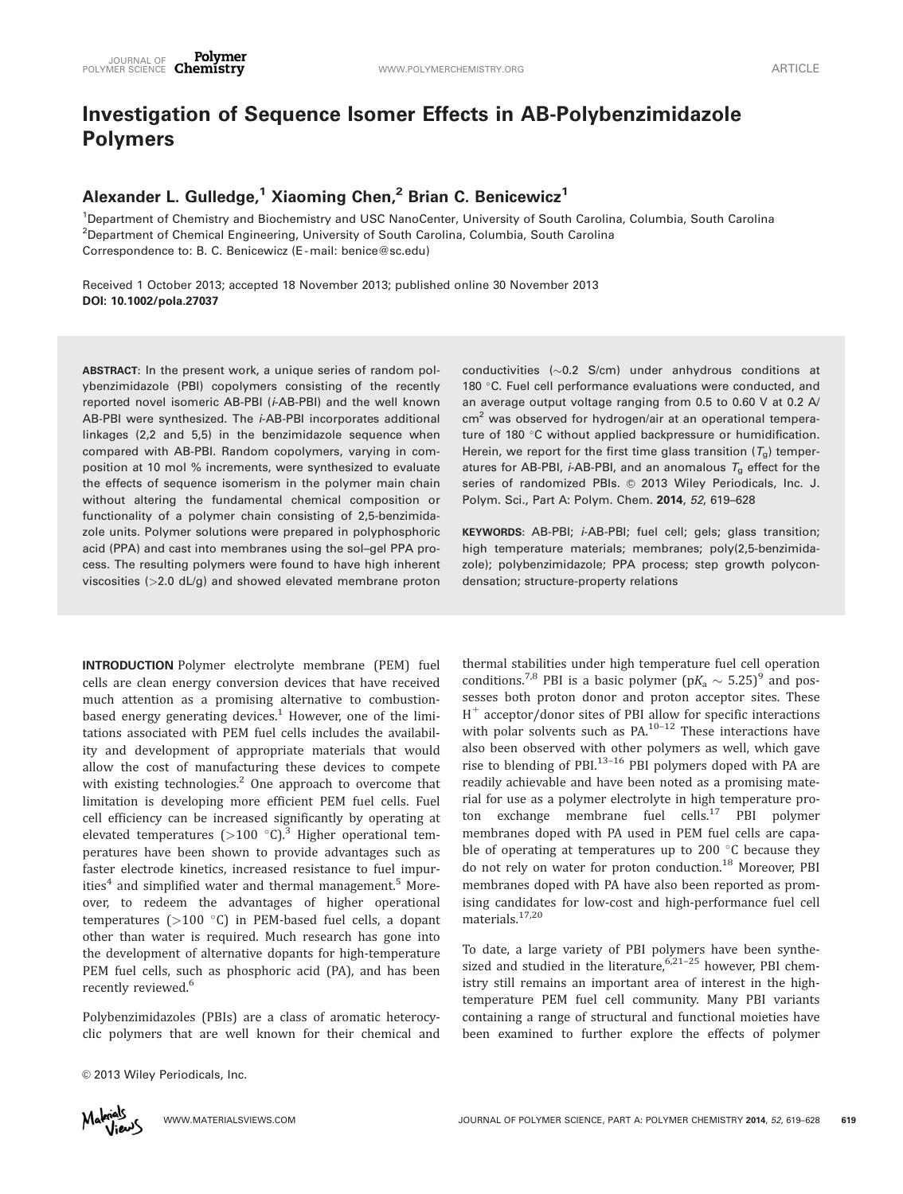# Investigation of Sequence Isomer Effects in AB-Polybenzimidazole Polymers

**Alexander L. Gulledge,[1] Xiaoming Chen,[2] Brian C. Benicewicz[1]**

[1]Department of Chemistry and Biochemistry and USC NanoCenter, University of South Carolina, Columbia, South Carolina
[2]Department of Chemical Engineering, University of South Carolina, Columbia, South Carolina
Correspondence to: B. C. Benicewicz (E-mail: benice@sc.edu)

Received 1 October 2013; accepted 18 November 2013; published online 30 November 2013
**DOI: 10.1002/pola.27037**

**ABSTRACT**: In the present work, a unique series of random polybenzimidazole (PBI) copolymers consisting of the recently reported novel isomeric AB-PBI (*i*-AB-PBI) and the well known AB-PBI were synthesized. The *i*-AB-PBI incorporates additional linkages (2,2 and 5,5) in the benzimidazole sequence when compared with AB-PBI. Random copolymers, varying in composition at 10 mol % increments, were synthesized to evaluate the effects of sequence isomerism in the polymer main chain without altering the fundamental chemical composition or functionality of a polymer chain consisting of 2,5-benzimidazole units. Polymer solutions were prepared in polyphosphoric acid (PPA) and cast into membranes using the sol–gel PPA process. The resulting polymers were found to have high inherent viscosities (>2.0 dL/g) and showed elevated membrane proton conductivities (~0.2 S/cm) under anhydrous conditions at 180 °C. Fuel cell performance evaluations were conducted, and an average output voltage ranging from 0.5 to 0.60 V at 0.2 A/cm$^2$ was observed for hydrogen/air at an operational temperature of 180 °C without applied backpressure or humidification. Herein, we report for the first time glass transition ($T_g$) temperatures for AB-PBI, *i*-AB-PBI, and an anomalous $T_g$ effect for the series of randomized PBIs. © 2013 Wiley Periodicals, Inc. J. Polym. Sci., Part A: Polym. Chem. **2014**, *52*, 619–628

**KEYWORDS**: AB-PBI; *i*-AB-PBI; fuel cell; gels; glass transition; high temperature materials; membranes; poly(2,5-benzimidazole); polybenzimidazole; PPA process; step growth polycondensation; structure-property relations

**INTRODUCTION** Polymer electrolyte membrane (PEM) fuel cells are clean energy conversion devices that have received much attention as a promising alternative to combustion-based energy generating devices.[1] However, one of the limitations associated with PEM fuel cells includes the availability and development of appropriate materials that would allow the cost of manufacturing these devices to compete with existing technologies.[2] One approach to overcome that limitation is developing more efficient PEM fuel cells. Fuel cell efficiency can be increased significantly by operating at elevated temperatures (>100 °C).[3] Higher operational temperatures have been shown to provide advantages such as faster electrode kinetics, increased resistance to fuel impurities[4] and simplified water and thermal management.[5] Moreover, to redeem the advantages of higher operational temperatures (>100 °C) in PEM-based fuel cells, a dopant other than water is required. Much research has gone into the development of alternative dopants for high-temperature PEM fuel cells, such as phosphoric acid (PA), and has been recently reviewed.[6]

Polybenzimidazoles (PBIs) are a class of aromatic heterocyclic polymers that are well known for their chemical and thermal stabilities under high temperature fuel cell operation conditions.[7,8] PBI is a basic polymer (p$K_a$ ~ 5.25)[9] and possesses both proton donor and proton acceptor sites. These $H^+$ acceptor/donor sites of PBI allow for specific interactions with polar solvents such as PA.[10–12] These interactions have also been observed with other polymers as well, which gave rise to blending of PBI.[13–16] PBI polymers doped with PA are readily achievable and have been noted as a promising material for use as a polymer electrolyte in high temperature proton exchange membrane fuel cells.[17] PBI polymer membranes doped with PA used in PEM fuel cells are capable of operating at temperatures up to 200 °C because they do not rely on water for proton conduction.[18] Moreover, PBI membranes doped with PA have also been reported as promising candidates for low-cost and high-performance fuel cell materials.[17,20]

To date, a large variety of PBI polymers have been synthesized and studied in the literature,[6,21–25] however, PBI chemistry still remains an important area of interest in the high-temperature PEM fuel cell community. Many PBI variants containing a range of structural and functional moieties have been examined to further explore the effects of polymer

© 2013 Wiley Periodicals, Inc.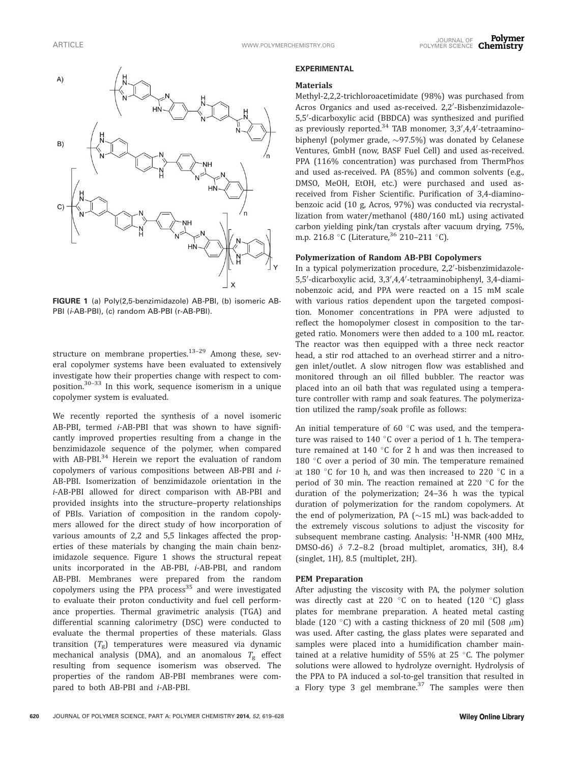FIGURE 1 (a) Poly(2,5-benzimidazole) AB-PBI, (b) isomeric AB-PBI (*i*-AB-PBI), (c) random AB-PBI (r-AB-PBI).

structure on membrane properties.[13–29] Among these, several copolymer systems have been evaluated to extensively investigate how their properties change with respect to composition.[30–33] In this work, sequence isomerism in a unique copolymer system is evaluated.

We recently reported the synthesis of a novel isomeric AB-PBI, termed *i*-AB-PBI that was shown to have significantly improved properties resulting from a change in the benzimidazole sequence of the polymer, when compared with AB-PBI.[34] Herein we report the evaluation of random copolymers of various compositions between AB-PBI and *i*-AB-PBI. Isomerization of benzimidazole orientation in the *i*-AB-PBI allowed for direct comparison with AB-PBI and provided insights into the structure–property relationships of PBIs. Variation of composition in the random copolymers allowed for the direct study of how incorporation of various amounts of 2,2 and 5,5 linkages affected the properties of these materials by changing the main chain benzimidazole sequence. Figure 1 shows the structural repeat units incorporated in the AB-PBI, *i*-AB-PBI, and random AB-PBI. Membranes were prepared from the random copolymers using the PPA process[35] and were investigated to evaluate their proton conductivity and fuel cell performance properties. Thermal gravimetric analysis (TGA) and differential scanning calorimetry (DSC) were conducted to evaluate the thermal properties of these materials. Glass transition ($T_g$) temperatures were measured via dynamic mechanical analysis (DMA), and an anomalous $T_g$ effect resulting from sequence isomerism was observed. The properties of the random AB-PBI membranes were compared to both AB-PBI and *i*-AB-PBI.

## EXPERIMENTAL

### Materials

Methyl-2,2,2-trichloroacetimidate (98%) was purchased from Acros Organics and used as-received. 2,2′-Bisbenzimidazole-5,5′-dicarboxylic acid (BBDCA) was synthesized and purified as previously reported.[34] TAB monomer, 3,3′,4,4′-tetraaminobiphenyl (polymer grade, ~97.5%) was donated by Celanese Ventures, GmbH (now, BASF Fuel Cell) and used as-received. PPA (116% concentration) was purchased from ThermPhos and used as-received. PA (85%) and common solvents (e.g., DMSO, MeOH, EtOH, etc.) were purchased and used as-received from Fisher Scientific. Purification of 3,4-diaminobenzoic acid (10 g, Acros, 97%) was conducted via recrystallization from water/methanol (480/160 mL) using activated carbon yielding pink/tan crystals after vacuum drying, 75%, m.p. 216.8 °C (Literature,[36] 210–211 °C).

### Polymerization of Random AB-PBI Copolymers

In a typical polymerization procedure, 2,2′-bisbenzimidazole-5,5′-dicarboxylic acid, 3,3′,4,4′-tetraaminobiphenyl, 3,4-diaminobenzoic acid, and PPA were reacted on a 15 mM scale with various ratios dependent upon the targeted composition. Monomer concentrations in PPA were adjusted to reflect the homopolymer closest in composition to the targeted ratio. Monomers were then added to a 100 mL reactor. The reactor was then equipped with a three neck reactor head, a stir rod attached to an overhead stirrer and a nitrogen inlet/outlet. A slow nitrogen flow was established and monitored through an oil filled bubbler. The reactor was placed into an oil bath that was regulated using a temperature controller with ramp and soak features. The polymerization utilized the ramp/soak profile as follows:

An initial temperature of 60 °C was used, and the temperature was raised to 140 °C over a period of 1 h. The temperature remained at 140 °C for 2 h and was then increased to 180 °C over a period of 30 min. The temperature remained at 180 °C for 10 h, and was then increased to 220 °C in a period of 30 min. The reaction remained at 220 °C for the duration of the polymerization; 24–36 h was the typical duration of polymerization for the random copolymers. At the end of polymerization, PA (~15 mL) was back-added to the extremely viscous solutions to adjust the viscosity for subsequent membrane casting. Analysis: $^1$H-NMR (400 MHz, DMSO-d6) $\delta$ 7.2–8.2 (broad multiplet, aromatics, 3H), 8.4 (singlet, 1H), 8.5 (multiplet, 2H).

### PEM Preparation

After adjusting the viscosity with PA, the polymer solution was directly cast at 220 °C on to heated (120 °C) glass plates for membrane preparation. A heated metal casting blade (120 °C) with a casting thickness of 20 mil (508 $\mu$m) was used. After casting, the glass plates were separated and samples were placed into a humidification chamber maintained at a relative humidity of 55% at 25 °C. The polymer solutions were allowed to hydrolyze overnight. Hydrolysis of the PPA to PA induced a sol-to-gel transition that resulted in a Flory type 3 gel membrane.[37] The samples were then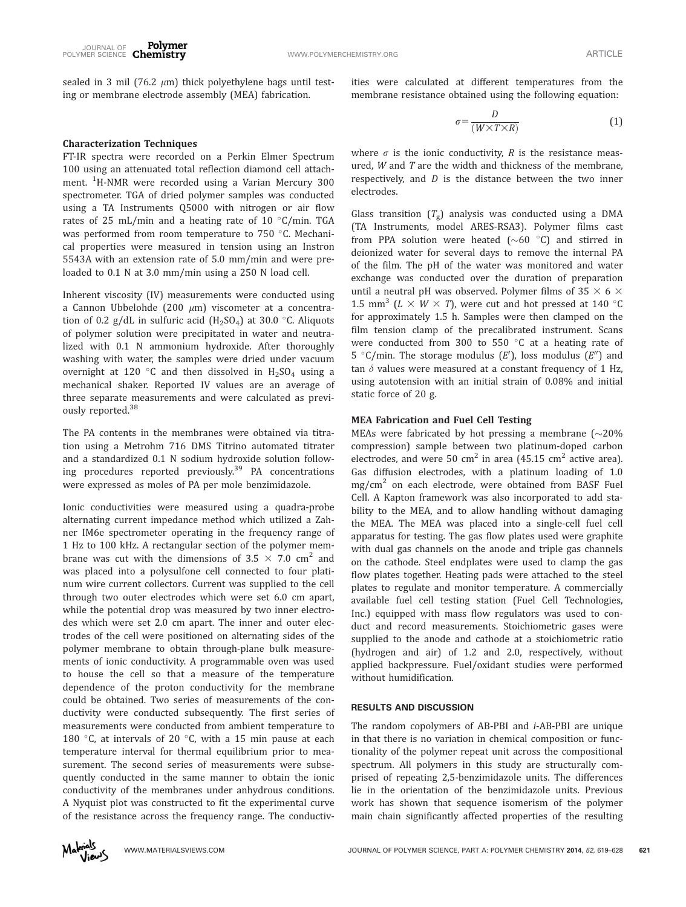sealed in 3 mil (76.2 μm) thick polyethylene bags until testing or membrane electrode assembly (MEA) fabrication.

### Characterization Techniques

FT-IR spectra were recorded on a Perkin Elmer Spectrum 100 using an attenuated total reflection diamond cell attachment. $^{1}$H-NMR were recorded using a Varian Mercury 300 spectrometer. TGA of dried polymer samples was conducted using a TA Instruments Q5000 with nitrogen or air flow rates of 25 mL/min and a heating rate of 10 °C/min. TGA was performed from room temperature to 750 °C. Mechanical properties were measured in tension using an Instron 5543A with an extension rate of 5.0 mm/min and were preloaded to 0.1 N at 3.0 mm/min using a 250 N load cell.

Inherent viscosity (IV) measurements were conducted using a Cannon Ubbelohde (200 μm) viscometer at a concentration of 0.2 g/dL in sulfuric acid ($H_2SO_4$) at 30.0 °C. Aliquots of polymer solution were precipitated in water and neutralized with 0.1 N ammonium hydroxide. After thoroughly washing with water, the samples were dried under vacuum overnight at 120 °C and then dissolved in $H_2SO_4$ using a mechanical shaker. Reported IV values are an average of three separate measurements and were calculated as previously reported.[38]

The PA contents in the membranes were obtained via titration using a Metrohm 716 DMS Titrino automated titrater and a standardized 0.1 N sodium hydroxide solution following procedures reported previously.[39] PA concentrations were expressed as moles of PA per mole benzimidazole.

Ionic conductivities were measured using a quadra-probe alternating current impedance method which utilized a Zahner IM6e spectrometer operating in the frequency range of 1 Hz to 100 kHz. A rectangular section of the polymer membrane was cut with the dimensions of 3.5 × 7.0 cm$^2$ and was placed into a polysulfone cell connected to four platinum wire current collectors. Current was supplied to the cell through two outer electrodes which were set 6.0 cm apart, while the potential drop was measured by two inner electrodes which were set 2.0 cm apart. The inner and outer electrodes of the cell were positioned on alternating sides of the polymer membrane to obtain through-plane bulk measurements of ionic conductivity. A programmable oven was used to house the cell so that a measure of the temperature dependence of the proton conductivity for the membrane could be obtained. Two series of measurements of the conductivity were conducted subsequently. The first series of measurements were conducted from ambient temperature to 180 °C, at intervals of 20 °C, with a 15 min pause at each temperature interval for thermal equilibrium prior to measurement. The second series of measurements were subsequently conducted in the same manner to obtain the ionic conductivity of the membranes under anhydrous conditions. A Nyquist plot was constructed to fit the experimental curve of the resistance across the frequency range. The conductivities were calculated at different temperatures from the membrane resistance obtained using the following equation:

$$\sigma = \frac{D}{(W \times T \times R)} \tag{1}$$

where $\sigma$ is the ionic conductivity, $R$ is the resistance measured, $W$ and $T$ are the width and thickness of the membrane, respectively, and $D$ is the distance between the two inner electrodes.

Glass transition ($T_g$) analysis was conducted using a DMA (TA Instruments, model ARES-RSA3). Polymer films cast from PPA solution were heated (~60 °C) and stirred in deionized water for several days to remove the internal PA of the film. The pH of the water was monitored and water exchange was conducted over the duration of preparation until a neutral pH was observed. Polymer films of 35 × 6 × 1.5 mm$^3$ ($L \times W \times T$), were cut and hot pressed at 140 °C for approximately 1.5 h. Samples were then clamped on the film tension clamp of the precalibrated instrument. Scans were conducted from 300 to 550 °C at a heating rate of 5 °C/min. The storage modulus ($E'$), loss modulus ($E''$) and tan $\delta$ values were measured at a constant frequency of 1 Hz, using autotension with an initial strain of 0.08% and initial static force of 20 g.

### MEA Fabrication and Fuel Cell Testing

MEAs were fabricated by hot pressing a membrane (~20% compression) sample between two platinum-doped carbon electrodes, and were 50 cm$^2$ in area (45.15 cm$^2$ active area). Gas diffusion electrodes, with a platinum loading of 1.0 mg/cm$^2$ on each electrode, were obtained from BASF Fuel Cell. A Kapton framework was also incorporated to add stability to the MEA, and to allow handling without damaging the MEA. The MEA was placed into a single-cell fuel cell apparatus for testing. The gas flow plates used were graphite with dual gas channels on the anode and triple gas channels on the cathode. Steel endplates were used to clamp the gas flow plates together. Heating pads were attached to the steel plates to regulate and monitor temperature. A commercially available fuel cell testing station (Fuel Cell Technologies, Inc.) equipped with mass flow regulators was used to conduct and record measurements. Stoichiometric gases were supplied to the anode and cathode at a stoichiometric ratio (hydrogen and air) of 1.2 and 2.0, respectively, without applied backpressure. Fuel/oxidant studies were performed without humidification.

## RESULTS AND DISCUSSION

The random copolymers of AB-PBI and *i*-AB-PBI are unique in that there is no variation in chemical composition or functionality of the polymer repeat unit across the compositional spectrum. All polymers in this study are structurally comprised of repeating 2,5-benzimidazole units. The differences lie in the orientation of the benzimidazole units. Previous work has shown that sequence isomerism of the polymer main chain significantly affected properties of the resulting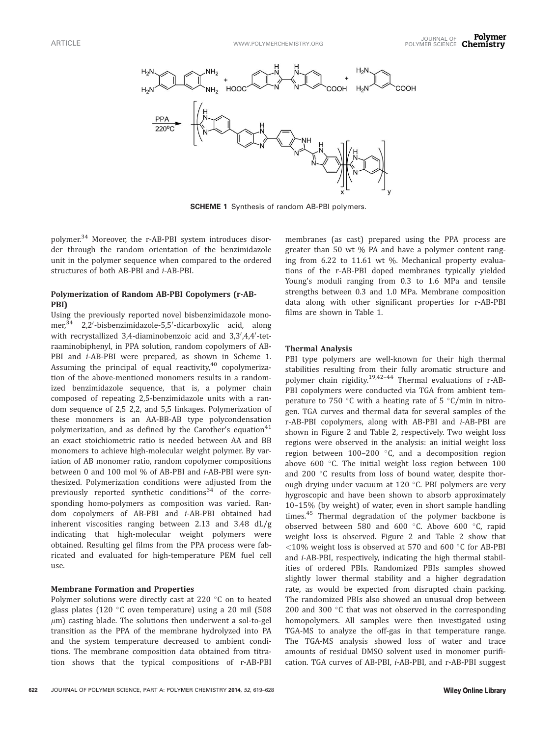**SCHEME 1** Synthesis of random AB-PBI polymers.

polymer.[34] Moreover, the r-AB-PBI system introduces disorder through the random orientation of the benzimidazole unit in the polymer sequence when compared to the ordered structures of both AB-PBI and *i*-AB-PBI.

### Polymerization of Random AB-PBI Copolymers (r-AB-PBI)

Using the previously reported novel bisbenzimidazole monomer,[34] 2,2′-bisbenzimidazole-5,5′-dicarboxylic acid, along with recrystallized 3,4-diaminobenzoic acid and 3,3′,4,4′-tetraaminobiphenyl, in PPA solution, random copolymers of AB-PBI and *i*-AB-PBI were prepared, as shown in Scheme 1. Assuming the principal of equal reactivity,[40] copolymerization of the above-mentioned monomers results in a randomized benzimidazole sequence, that is, a polymer chain composed of repeating 2,5-benzimidazole units with a random sequence of 2,5 2,2, and 5,5 linkages. Polymerization of these monomers is an AA-BB-AB type polycondensation polymerization, and as defined by the Carother's equation[41] an exact stoichiometric ratio is needed between AA and BB monomers to achieve high-molecular weight polymer. By variation of AB monomer ratio, random copolymer compositions between 0 and 100 mol % of AB-PBI and *i*-AB-PBI were synthesized. Polymerization conditions were adjusted from the previously reported synthetic conditions[34] of the corresponding homo-polymers as composition was varied. Random copolymers of AB-PBI and *i*-AB-PBI obtained had inherent viscosities ranging between 2.13 and 3.48 dL/g indicating that high-molecular weight polymers were obtained. Resulting gel films from the PPA process were fabricated and evaluated for high-temperature PEM fuel cell use.

### Membrane Formation and Properties

Polymer solutions were directly cast at 220 °C on to heated glass plates (120 °C oven temperature) using a 20 mil (508 $\mu$m) casting blade. The solutions then underwent a sol-to-gel transition as the PPA of the membrane hydrolyzed into PA and the system temperature decreased to ambient conditions. The membrane composition data obtained from titration shows that the typical compositions of r-AB-PBI membranes (as cast) prepared using the PPA process are greater than 50 wt % PA and have a polymer content ranging from 6.22 to 11.61 wt %. Mechanical property evaluations of the r-AB-PBI doped membranes typically yielded Young's moduli ranging from 0.3 to 1.6 MPa and tensile strengths between 0.3 and 1.0 MPa. Membrane composition data along with other significant properties for r-AB-PBI films are shown in Table 1.

### Thermal Analysis

PBI type polymers are well-known for their high thermal stabilities resulting from their fully aromatic structure and polymer chain rigidity.[19,42–44] Thermal evaluations of r-AB-PBI copolymers were conducted via TGA from ambient temperature to 750 °C with a heating rate of 5 °C/min in nitrogen. TGA curves and thermal data for several samples of the r-AB-PBI copolymers, along with AB-PBI and *i*-AB-PBI are shown in Figure 2 and Table 2, respectively. Two weight loss regions were observed in the analysis: an initial weight loss region between 100–200 °C, and a decomposition region above 600 °C. The initial weight loss region between 100 and 200 °C results from loss of bound water, despite thorough drying under vacuum at 120 °C. PBI polymers are very hygroscopic and have been shown to absorb approximately 10–15% (by weight) of water, even in short sample handling times.[45] Thermal degradation of the polymer backbone is observed between 580 and 600 °C. Above 600 °C, rapid weight loss is observed. Figure 2 and Table 2 show that <10% weight loss is observed at 570 and 600 °C for AB-PBI and *i*-AB-PBI, respectively, indicating the high thermal stabilities of ordered PBIs. Randomized PBIs samples showed slightly lower thermal stability and a higher degradation rate, as would be expected from disrupted chain packing. The randomized PBIs also showed an unusual drop between 200 and 300 °C that was not observed in the corresponding homopolymers. All samples were then investigated using TGA-MS to analyze the off-gas in that temperature range. The TGA-MS analysis showed loss of water and trace amounts of residual DMSO solvent used in monomer purification. TGA curves of AB-PBI, *i*-AB-PBI, and r-AB-PBI suggest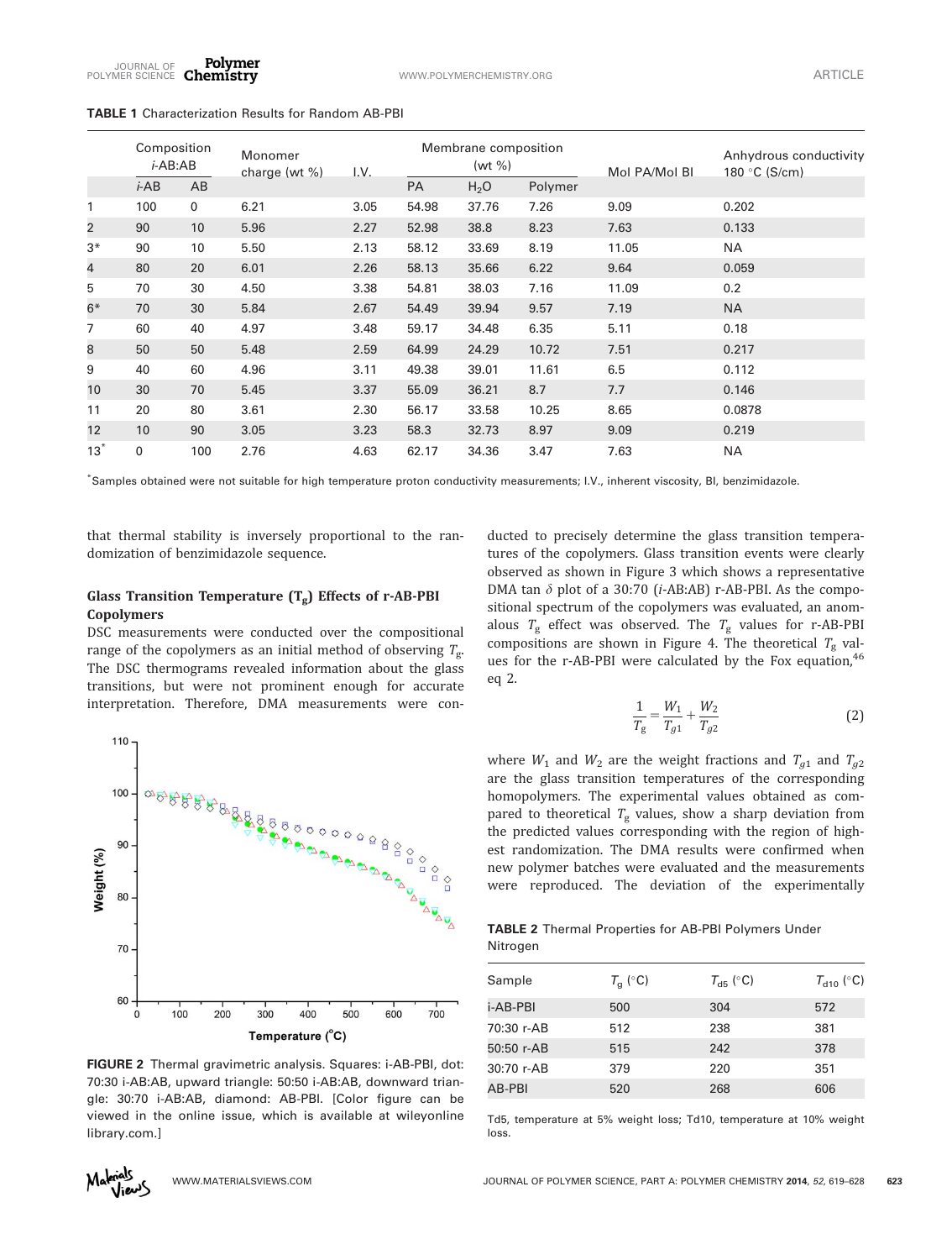**TABLE 1** Characterization Results for Random AB-PBI

| | Composition *i*-AB:AB | | Monomer charge (wt %) | I.V. | Membrane composition (wt %) | | | Mol PA/Mol BI | Anhydrous conductivity 180 °C (S/cm) |
|---|---|---|---|---|---|---|---|---|---|
| | *i*-AB | AB | | | PA | $H_2O$ | Polymer | | |
| 1 | 100 | 0 | 6.21 | 3.05 | 54.98 | 37.76 | 7.26 | 9.09 | 0.202 |
| 2 | 90 | 10 | 5.96 | 2.27 | 52.98 | 38.8 | 8.23 | 7.63 | 0.133 |
| 3* | 90 | 10 | 5.50 | 2.13 | 58.12 | 33.69 | 8.19 | 11.05 | NA |
| 4 | 80 | 20 | 6.01 | 2.26 | 58.13 | 35.66 | 6.22 | 9.64 | 0.059 |
| 5 | 70 | 30 | 4.50 | 3.38 | 54.81 | 38.03 | 7.16 | 11.09 | 0.2 |
| 6* | 70 | 30 | 5.84 | 2.67 | 54.49 | 39.94 | 9.57 | 7.19 | NA |
| 7 | 60 | 40 | 4.97 | 3.48 | 59.17 | 34.48 | 6.35 | 5.11 | 0.18 |
| 8 | 50 | 50 | 5.48 | 2.59 | 64.99 | 24.29 | 10.72 | 7.51 | 0.217 |
| 9 | 40 | 60 | 4.96 | 3.11 | 49.38 | 39.01 | 11.61 | 6.5 | 0.112 |
| 10 | 30 | 70 | 5.45 | 3.37 | 55.09 | 36.21 | 8.7 | 7.7 | 0.146 |
| 11 | 20 | 80 | 3.61 | 2.30 | 56.17 | 33.58 | 10.25 | 8.65 | 0.0878 |
| 12 | 10 | 90 | 3.05 | 3.23 | 58.3 | 32.73 | 8.97 | 9.09 | 0.219 |
| 13* | 0 | 100 | 2.76 | 4.63 | 62.17 | 34.36 | 3.47 | 7.63 | NA |

*Samples obtained were not suitable for high temperature proton conductivity measurements; I.V., inherent viscosity, BI, benzimidazole.

that thermal stability is inversely proportional to the randomization of benzimidazole sequence.

### Glass Transition Temperature ($T_g$) Effects of r-AB-PBI Copolymers

DSC measurements were conducted over the compositional range of the copolymers as an initial method of observing $T_g$. The DSC thermograms revealed information about the glass transitions, but were not prominent enough for accurate interpretation. Therefore, DMA measurements were conducted to precisely determine the glass transition temperatures of the copolymers. Glass transition events were clearly observed as shown in Figure 3 which shows a representative DMA tan $\delta$ plot of a 30:70 (*i*-AB:AB) r-AB-PBI. As the compositional spectrum of the copolymers was evaluated, an anomalous $T_g$ effect was observed. The $T_g$ values for r-AB-PBI compositions are shown in Figure 4. The theoretical $T_g$ values for the r-AB-PBI were calculated by the Fox equation,[46] eq 2.

$$\frac{1}{T_g} = \frac{W_1}{T_{g1}} + \frac{W_2}{T_{g2}} \tag{2}$$

where $W_1$ and $W_2$ are the weight fractions and $T_{g1}$ and $T_{g2}$ are the glass transition temperatures of the corresponding homopolymers. The experimental values obtained as compared to theoretical $T_g$ values, show a sharp deviation from the predicted values corresponding with the region of highest random­ization. The DMA results were confirmed when new polymer batches were evaluated and the measurements were reproduced. The deviation of the experimentally

**FIGURE 2** Thermal gravimetric analysis. Squares: i-AB-PBI, dot: 70:30 i-AB:AB, upward triangle: 50:50 i-AB:AB, downward triangle: 30:70 i-AB:AB, diamond: AB-PBI. [Color figure can be viewed in the online issue, which is available at wileyonlinelibrary.com.]

**TABLE 2** Thermal Properties for AB-PBI Polymers Under Nitrogen

| Sample | $T_g$ (°C) | $T_{d5}$ (°C) | $T_{d10}$ (°C) |
|---|---|---|---|
| i-AB-PBI | 500 | 304 | 572 |
| 70:30 r-AB | 512 | 238 | 381 |
| 50:50 r-AB | 515 | 242 | 378 |
| 30:70 r-AB | 379 | 220 | 351 |
| AB-PBI | 520 | 268 | 606 |

Td5, temperature at 5% weight loss; Td10, temperature at 10% weight loss.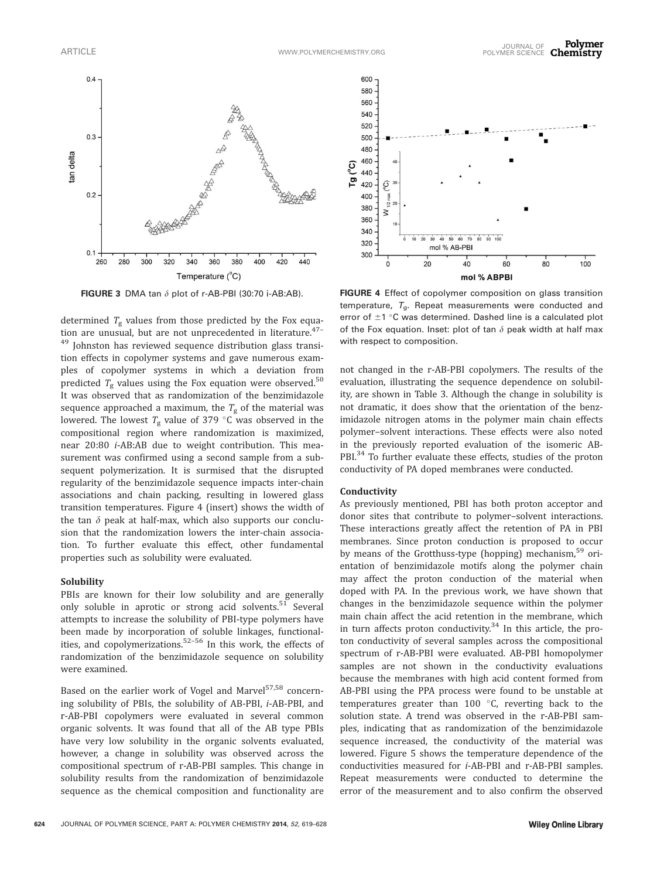FIGURE 3 DMA tan $\delta$ plot of r-AB-PBI (30:70 i-AB:AB).

FIGURE 4 Effect of copolymer composition on glass transition temperature, $T_g$. Repeat measurements were conducted and error of ±1 °C was determined. Dashed line is a calculated plot of the Fox equation. Inset: plot of tan $\delta$ peak width at half max with respect to composition.

determined $T_g$ values from those predicted by the Fox equation are unusual, but are not unprecedented in literature.[47–49] Johnston has reviewed sequence distribution glass transition effects in copolymer systems and gave numerous examples of copolymer systems in which a deviation from predicted $T_g$ values using the Fox equation were observed.[50] It was observed that as randomization of the benzimidazole sequence approached a maximum, the $T_g$ of the material was lowered. The lowest $T_g$ value of 379 °C was observed in the compositional region where randomization is maximized, near 20:80 *i*-AB:AB due to weight contribution. This measurement was confirmed using a second sample from a subsequent polymerization. It is surmised that the disrupted regularity of the benzimidazole sequence impacts inter-chain associations and chain packing, resulting in lowered glass transition temperatures. Figure 4 (insert) shows the width of the tan $\delta$ peak at half-max, which also supports our conclusion that the randomization lowers the inter-chain association. To further evaluate this effect, other fundamental properties such as solubility were evaluated.

### Solubility

PBIs are known for their low solubility and are generally only soluble in aprotic or strong acid solvents.[51] Several attempts to increase the solubility of PBI-type polymers have been made by incorporation of soluble linkages, functionalities, and copolymerizations.[52–56] In this work, the effects of randomization of the benzimidazole sequence on solubility were examined.

Based on the earlier work of Vogel and Marvel[57,58] concerning solubility of PBIs, the solubility of AB-PBI, *i*-AB-PBI, and r-AB-PBI copolymers were evaluated in several common organic solvents. It was found that all of the AB type PBIs have very low solubility in the organic solvents evaluated, however, a change in solubility was observed across the compositional spectrum of r-AB-PBI samples. This change in solubility results from the randomization of benzimidazole sequence as the chemical composition and functionality are not changed in the r-AB-PBI copolymers. The results of the evaluation, illustrating the sequence dependence on solubility, are shown in Table 3. Although the change in solubility is not dramatic, it does show that the orientation of the benzimidazole nitrogen atoms in the polymer main chain effects polymer–solvent interactions. These effects were also noted in the previously reported evaluation of the isomeric AB-PBI.[34] To further evaluate these effects, studies of the proton conductivity of PA doped membranes were conducted.

### Conductivity

As previously mentioned, PBI has both proton acceptor and donor sites that contribute to polymer–solvent interactions. These interactions greatly affect the retention of PA in PBI membranes. Since proton conduction is proposed to occur by means of the Grotthuss-type (hopping) mechanism,[59] orientation of benzimidazole motifs along the polymer chain may affect the proton conduction of the material when doped with PA. In the previous work, we have shown that changes in the benzimidazole sequence within the polymer main chain affect the acid retention in the membrane, which in turn affects proton conductivity.[34] In this article, the proton conductivity of several samples across the compositional spectrum of r-AB-PBI were evaluated. AB-PBI homopolymer samples are not shown in the conductivity evaluations because the membranes with high acid content formed from AB-PBI using the PPA process were found to be unstable at temperatures greater than 100 °C, reverting back to the solution state. A trend was observed in the r-AB-PBI samples, indicating that as randomization of the benzimidazole sequence increased, the conductivity of the material was lowered. Figure 5 shows the temperature dependence of the conductivities measured for *i*-AB-PBI and r-AB-PBI samples. Repeat measurements were conducted to determine the error of the measurement and to also confirm the observed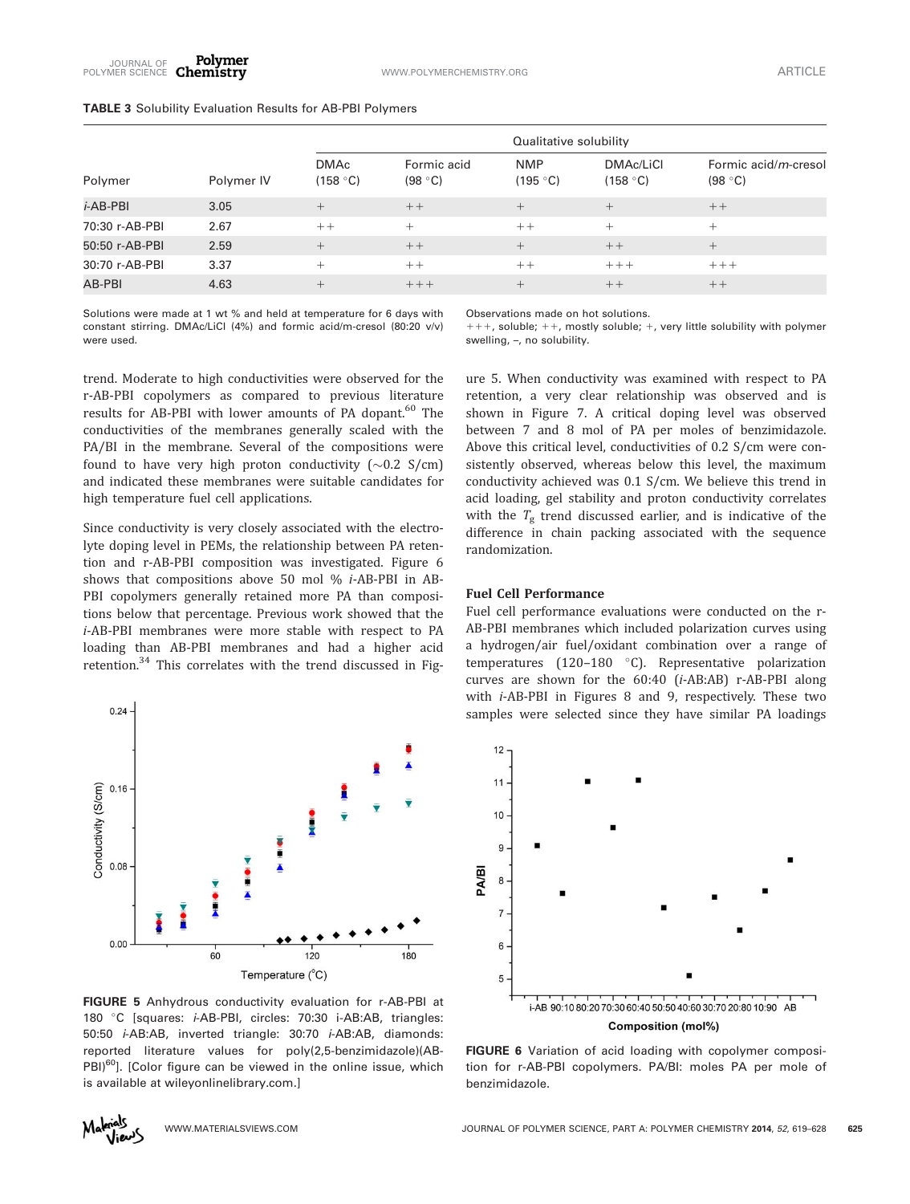**TABLE 3** Solubility Evaluation Results for AB-PBI Polymers

| Polymer | Polymer IV | Qualitative solubility | | | | |
|---|---|---|---|---|---|---|
| | | DMAc (158 °C) | Formic acid (98 °C) | NMP (195 °C) | DMAc/LiCl (158 °C) | Formic acid/*m*-cresol (98 °C) |
| *i*-AB-PBI | 3.05 | + | ++ | + | + | ++ |
| 70:30 r-AB-PBI | 2.67 | ++ | + | ++ | + | + |
| 50:50 r-AB-PBI | 2.59 | + | ++ | + | ++ | + |
| 30:70 r-AB-PBI | 3.37 | + | ++ | ++ | +++ | +++ |
| AB-PBI | 4.63 | + | +++ | + | ++ | ++ |

Solutions were made at 1 wt % and held at temperature for 6 days with constant stirring. DMAc/LiCl (4%) and formic acid/m-cresol (80:20 v/v) were used.

Observations made on hot solutions.
+++, soluble; ++, mostly soluble; +, very little solubility with polymer swelling, –, no solubility.

trend. Moderate to high conductivities were observed for the r-AB-PBI copolymers as compared to previous literature results for AB-PBI with lower amounts of PA dopant.[60] The conductivities of the membranes generally scaled with the PA/BI in the membrane. Several of the compositions were found to have very high proton conductivity (~0.2 S/cm) and indicated these membranes were suitable candidates for high temperature fuel cell applications.

Since conductivity is very closely associated with the electrolyte doping level in PEMs, the relationship between PA retention and r-AB-PBI composition was investigated. Figure 6 shows that compositions above 50 mol % *i*-AB-PBI in AB-PBI copolymers generally retained more PA than compositions below that percentage. Previous work showed that the *i*-AB-PBI membranes were more stable with respect to PA loading than AB-PBI membranes and had a higher acid retention.[34] This correlates with the trend discussed in Figure 5. When conductivity was examined with respect to PA retention, a very clear relationship was observed and is shown in Figure 7. A critical doping level was observed between 7 and 8 mol of PA per moles of benzimidazole. Above this critical level, conductivities of 0.2 S/cm were consistently observed, whereas below this level, the maximum conductivity achieved was 0.1 S/cm. We believe this trend in acid loading, gel stability and proton conductivity correlates with the $T_g$ trend discussed earlier, and is indicative of the difference in chain packing associated with the sequence randomization.

**FIGURE 5** Anhydrous conductivity evaluation for r-AB-PBI at 180 °C [squares: *i*-AB-PBI, circles: 70:30 i-AB:AB, triangles: 50:50 *i*-AB:AB, inverted triangle: 30:70 *i*-AB:AB, diamonds: reported literature values for poly(2,5-benzimidazole)(AB-PBI)[60]]. [Color figure can be viewed in the online issue, which is available at wileyonlinelibrary.com.]

**FIGURE 6** Variation of acid loading with copolymer composition for r-AB-PBI copolymers. PA/BI: moles PA per mole of benzimidazole.

### Fuel Cell Performance

Fuel cell performance evaluations were conducted on the r-AB-PBI membranes which included polarization curves using a hydrogen/air fuel/oxidant combination over a range of temperatures (120–180 °C). Representative polarization curves are shown for the 60:40 (*i*-AB:AB) r-AB-PBI along with *i*-AB-PBI in Figures 8 and 9, respectively. These two samples were selected since they have similar PA loadings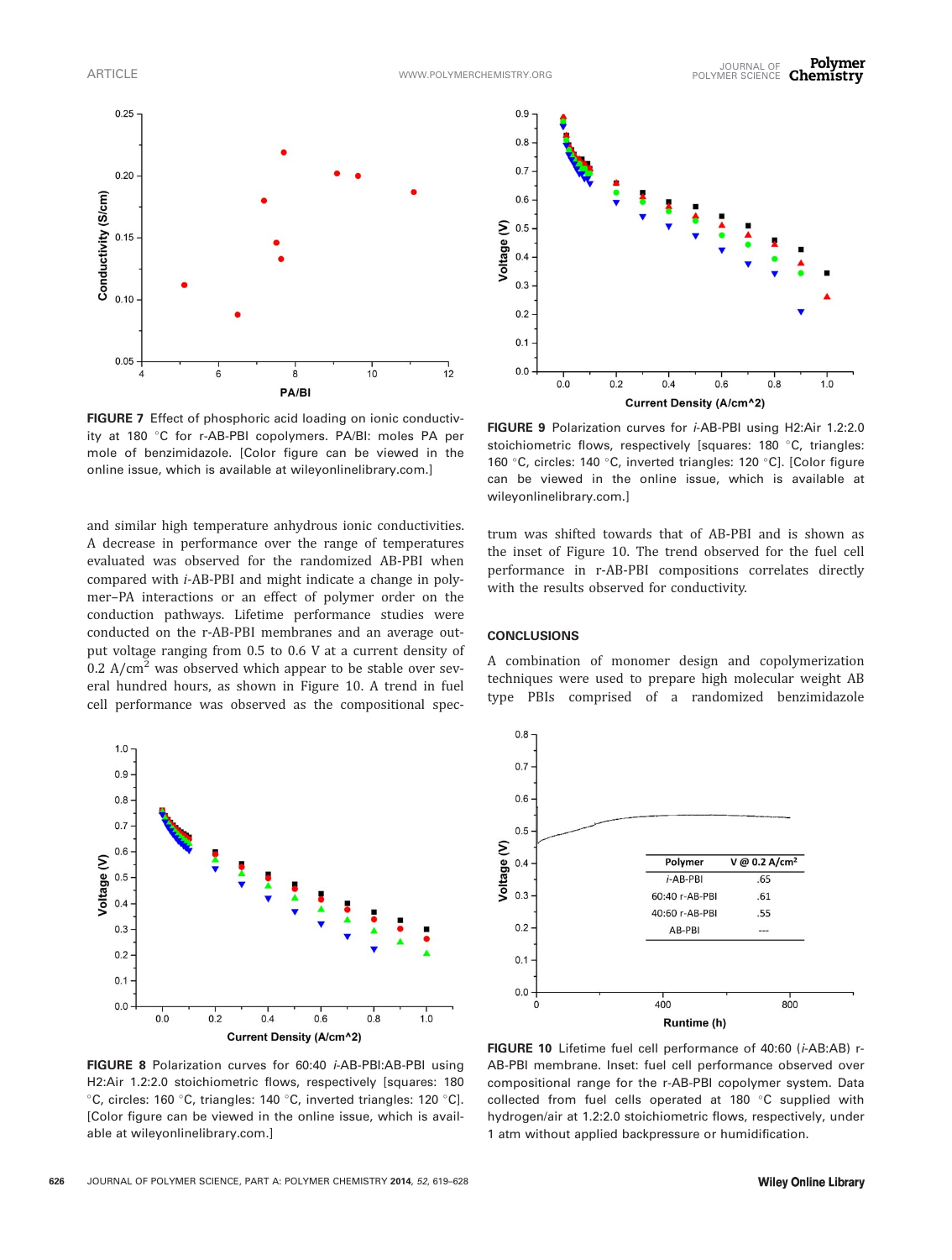FIGURE 7 Effect of phosphoric acid loading on ionic conductivity at 180 °C for r-AB-PBI copolymers. PA/BI: moles PA per mole of benzimidazole. [Color figure can be viewed in the online issue, which is available at wileyonlinelibrary.com.]

FIGURE 9 Polarization curves for *i*-AB-PBI using H2:Air 1.2:2.0 stoichiometric flows, respectively [squares: 180 °C, triangles: 160 °C, circles: 140 °C, inverted triangles: 120 °C]. [Color figure can be viewed in the online issue, which is available at wileyonlinelibrary.com.]

and similar high temperature anhydrous ionic conductivities. A decrease in performance over the range of temperatures evaluated was observed for the randomized AB-PBI when compared with *i*-AB-PBI and might indicate a change in polymer–PA interactions or an effect of polymer order on the conduction pathways. Lifetime performance studies were conducted on the r-AB-PBI membranes and an average output voltage ranging from 0.5 to 0.6 V at a current density of 0.2 A/cm$^2$ was observed which appear to be stable over several hundred hours, as shown in Figure 10. A trend in fuel cell performance was observed as the compositional spectrum was shifted towards that of AB-PBI and is shown as the inset of Figure 10. The trend observed for the fuel cell performance in r-AB-PBI compositions correlates directly with the results observed for conductivity.

## CONCLUSIONS

A combination of monomer design and copolymerization techniques were used to prepare high molecular weight AB type PBIs comprised of a randomized benzimidazole

FIGURE 8 Polarization curves for 60:40 *i*-AB-PBI:AB-PBI using H2:Air 1.2:2.0 stoichiometric flows, respectively [squares: 180 °C, circles: 160 °C, triangles: 140 °C, inverted triangles: 120 °C]. [Color figure can be viewed in the online issue, which is available at wileyonlinelibrary.com.]

| Polymer | V @ 0.2 A/cm$^2$ |
| --- | --- |
| *i*-AB-PBI | .65 |
| 60:40 r-AB-PBI | .61 |
| 40:60 r-AB-PBI | .55 |
| AB-PBI | --- |

FIGURE 10 Lifetime fuel cell performance of 40:60 (*i*-AB:AB) r-AB-PBI membrane. Inset: fuel cell performance observed over compositional range for the r-AB-PBI copolymer system. Data collected from fuel cells operated at 180 °C supplied with hydrogen/air at 1.2:2.0 stoichiometric flows, respectively, under 1 atm without applied backpressure or humidification.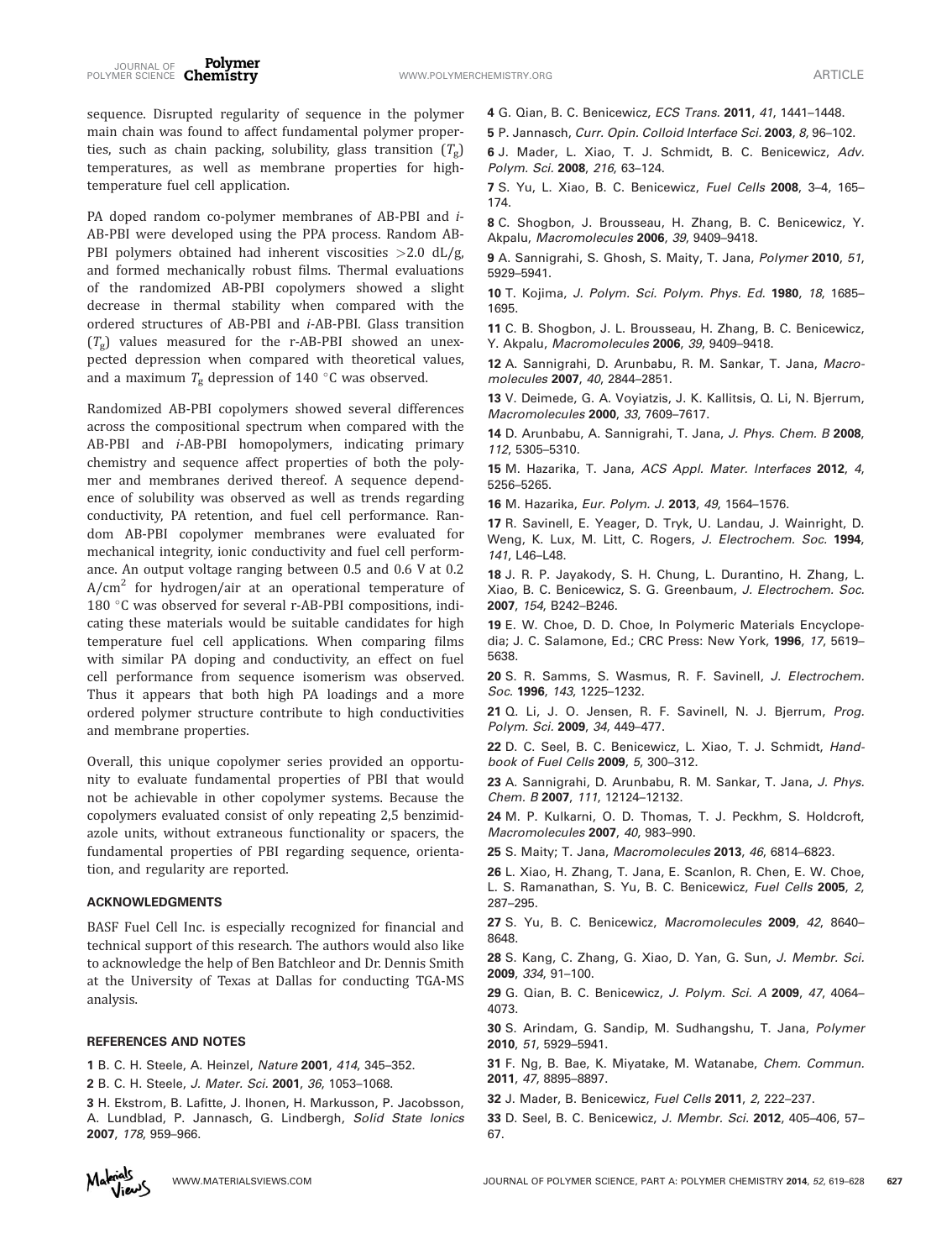sequence. Disrupted regularity of sequence in the polymer main chain was found to affect fundamental polymer properties, such as chain packing, solubility, glass transition ($T_g$) temperatures, as well as membrane properties for high-temperature fuel cell application.

PA doped random co-polymer membranes of AB-PBI and *i*-AB-PBI were developed using the PPA process. Random AB-PBI polymers obtained had inherent viscosities >2.0 dL/g, and formed mechanically robust films. Thermal evaluations of the randomized AB-PBI copolymers showed a slight decrease in thermal stability when compared with the ordered structures of AB-PBI and *i*-AB-PBI. Glass transition ($T_g$) values measured for the r-AB-PBI showed an unexpected depression when compared with theoretical values, and a maximum $T_g$ depression of 140 °C was observed.

Randomized AB-PBI copolymers showed several differences across the compositional spectrum when compared with the AB-PBI and *i*-AB-PBI homopolymers, indicating primary chemistry and sequence affect properties of both the polymer and membranes derived thereof. A sequence dependence of solubility was observed as well as trends regarding conductivity, PA retention, and fuel cell performance. Random AB-PBI copolymer membranes were evaluated for mechanical integrity, ionic conductivity and fuel cell performance. An output voltage ranging between 0.5 and 0.6 V at 0.2 A/cm$^2$ for hydrogen/air at an operational temperature of 180 °C was observed for several r-AB-PBI compositions, indicating these materials would be suitable candidates for high temperature fuel cell applications. When comparing films with similar PA doping and conductivity, an effect on fuel cell performance from sequence isomerism was observed. Thus it appears that both high PA loadings and a more ordered polymer structure contribute to high conductivities and membrane properties.

Overall, this unique copolymer series provided an opportunity to evaluate fundamental properties of PBI that would not be achievable in other copolymer systems. Because the copolymers evaluated consist of only repeating 2,5 benzimidazole units, without extraneous functionality or spacers, the fundamental properties of PBI regarding sequence, orientation, and regularity are reported.

## ACKNOWLEDGMENTS

BASF Fuel Cell Inc. is especially recognized for financial and technical support of this research. The authors would also like to acknowledge the help of Ben Batchleor and Dr. Dennis Smith at the University of Texas at Dallas for conducting TGA-MS analysis.

## REFERENCES AND NOTES

1 B. C. H. Steele, A. Heinzel, *Nature* **2001**, *414*, 345–352.

2 B. C. H. Steele, *J. Mater. Sci.* **2001**, *36*, 1053–1068.

3 H. Ekstrom, B. Lafitte, J. Ihonen, H. Markusson, P. Jacobsson, A. Lundblad, P. Jannasch, G. Lindbergh, *Solid State Ionics* **2007**, *178*, 959–966.

4 G. Qian, B. C. Benicewicz, *ECS Trans.* **2011**, *41*, 1441–1448.

5 P. Jannasch, *Curr. Opin. Colloid Interface Sci.* **2003**, *8*, 96–102.

6 J. Mader, L. Xiao, T. J. Schmidt, B. C. Benicewicz, *Adv. Polym. Sci.* **2008**, *216*, 63–124.

7 S. Yu, L. Xiao, B. C. Benicewicz, *Fuel Cells* **2008**, 3–4, 165–174.

8 C. Shogbon, J. Brousseau, H. Zhang, B. C. Benicewicz, Y. Akpalu, *Macromolecules* **2006**, *39*, 9409–9418.

9 A. Sannigrahi, S. Ghosh, S. Maity, T. Jana, *Polymer* **2010**, *51*, 5929–5941.

10 T. Kojima, *J. Polym. Sci. Polym. Phys. Ed.* **1980**, *18*, 1685–1695.

11 C. B. Shogbon, J. L. Brousseau, H. Zhang, B. C. Benicewicz, Y. Akpalu, *Macromolecules* **2006**, *39*, 9409–9418.

12 A. Sannigrahi, D. Arunbabu, R. M. Sankar, T. Jana, *Macromolecules* **2007**, *40*, 2844–2851.

13 V. Deimede, G. A. Voyiatzis, J. K. Kallitsis, Q. Li, N. Bjerrum, *Macromolecules* **2000**, *33*, 7609–7617.

14 D. Arunbabu, A. Sannigrahi, T. Jana, *J. Phys. Chem. B* **2008**, *112*, 5305–5310.

15 M. Hazarika, T. Jana, *ACS Appl. Mater. Interfaces* **2012**, *4*, 5256–5265.

16 M. Hazarika, *Eur. Polym. J.* **2013**, *49*, 1564–1576.

17 R. Savinell, E. Yeager, D. Tryk, U. Landau, J. Wainright, D. Weng, K. Lux, M. Litt, C. Rogers, *J. Electrochem. Soc.* **1994**, *141*, L46–L48.

18 J. R. P. Jayakody, S. H. Chung, L. Durantino, H. Zhang, L. Xiao, B. C. Benicewicz, S. G. Greenbaum, *J. Electrochem. Soc.* **2007**, *154*, B242–B246.

19 E. W. Choe, D. D. Choe, In Polymeric Materials Encyclopedia; J. C. Salamone, Ed.; CRC Press: New York, **1996**, *17*, 5619–5638.

20 S. R. Samms, S. Wasmus, R. F. Savinell, *J. Electrochem. Soc.* **1996**, *143*, 1225–1232.

21 Q. Li, J. O. Jensen, R. F. Savinell, N. J. Bjerrum, *Prog. Polym. Sci.* **2009**, *34*, 449–477.

22 D. C. Seel, B. C. Benicewicz, L. Xiao, T. J. Schmidt, *Handbook of Fuel Cells* **2009**, *5*, 300–312.

23 A. Sannigrahi, D. Arunbabu, R. M. Sankar, T. Jana, *J. Phys. Chem. B* **2007**, *111*, 12124–12132.

24 M. P. Kulkarni, O. D. Thomas, T. J. Peckhm, S. Holdcroft, *Macromolecules* **2007**, *40*, 983–990.

25 S. Maity; T. Jana, *Macromolecules* **2013**, *46*, 6814–6823.

26 L. Xiao, H. Zhang, T. Jana, E. Scanlon, R. Chen, E. W. Choe, L. S. Ramanathan, S. Yu, B. C. Benicewicz, *Fuel Cells* **2005**, *2*, 287–295.

27 S. Yu, B. C. Benicewicz, *Macromolecules* **2009**, *42*, 8640–8648.

28 S. Kang, C. Zhang, G. Xiao, D. Yan, G. Sun, *J. Membr. Sci.* **2009**, *334*, 91–100.

29 G. Qian, B. C. Benicewicz, *J. Polym. Sci. A* **2009**, *47*, 4064–4073.

30 S. Arindam, G. Sandip, M. Sudhangshu, T. Jana, *Polymer* **2010**, *51*, 5929–5941.

31 F. Ng, B. Bae, K. Miyatake, M. Watanabe, *Chem. Commun.* **2011**, *47*, 8895–8897.

32 J. Mader, B. Benicewicz, *Fuel Cells* **2011**, *2*, 222–237.

33 D. Seel, B. C. Benicewicz, *J. Membr. Sci.* **2012**, 405–406, 57–67.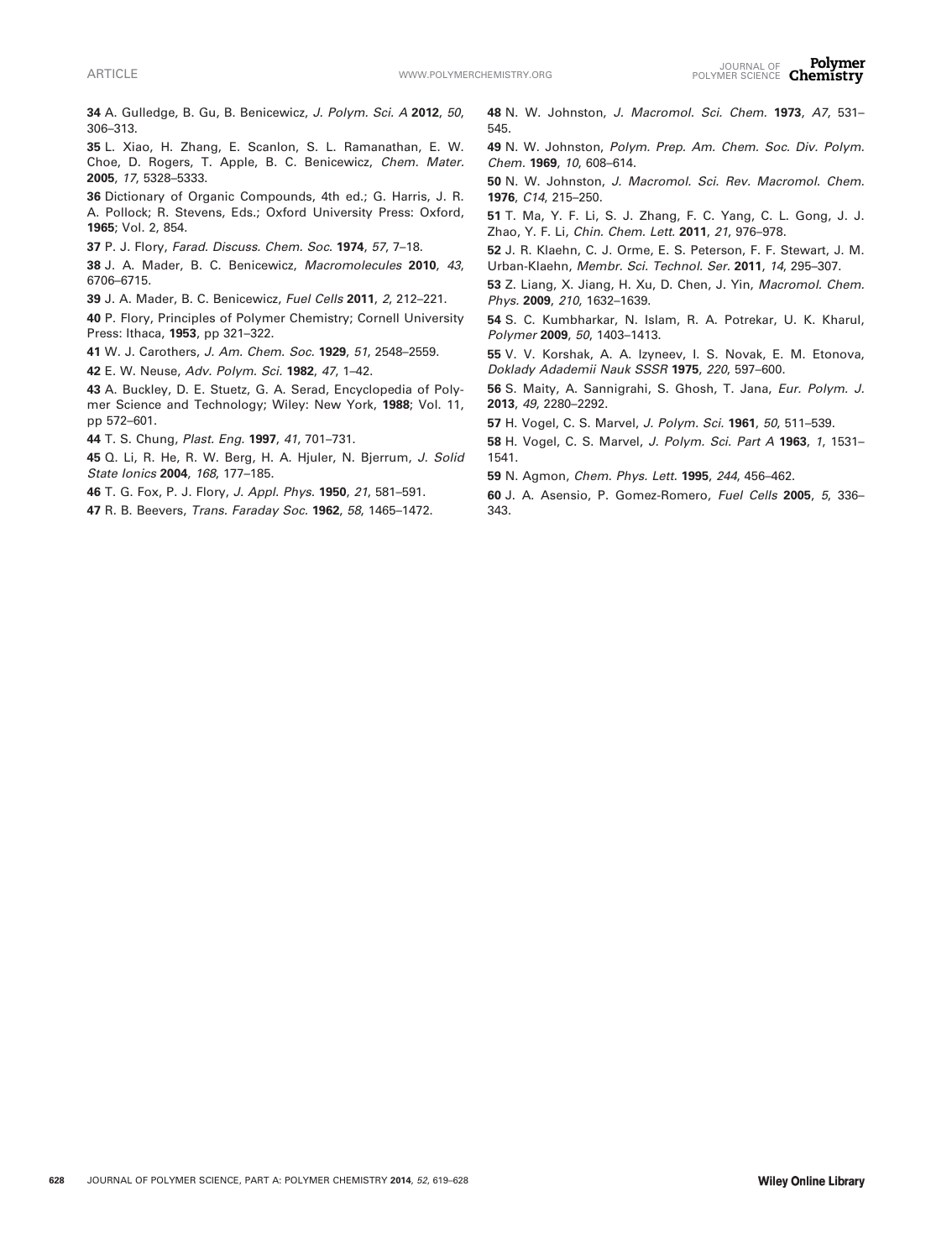**34** A. Gulledge, B. Gu, B. Benicewicz, *J. Polym. Sci. A* **2012**, *50*, 306–313.

**35** L. Xiao, H. Zhang, E. Scanlon, S. L. Ramanathan, E. W. Choe, D. Rogers, T. Apple, B. C. Benicewicz, *Chem. Mater.* **2005**, *17*, 5328–5333.

**36** Dictionary of Organic Compounds, 4th ed.; G. Harris, J. R. A. Pollock; R. Stevens, Eds.; Oxford University Press: Oxford, **1965**; Vol. 2, 854.

**37** P. J. Flory, *Farad. Discuss. Chem. Soc.* **1974**, *57*, 7–18.

**38** J. A. Mader, B. C. Benicewicz, *Macromolecules* **2010**, *43*, 6706–6715.

**39** J. A. Mader, B. C. Benicewicz, *Fuel Cells* **2011**, *2*, 212–221.

**40** P. Flory, Principles of Polymer Chemistry; Cornell University Press: Ithaca, **1953**, pp 321–322.

**41** W. J. Carothers, *J. Am. Chem. Soc.* **1929**, *51*, 2548–2559.

**42** E. W. Neuse, *Adv. Polym. Sci.* **1982**, *47*, 1–42.

**43** A. Buckley, D. E. Stuetz, G. A. Serad, Encyclopedia of Polymer Science and Technology; Wiley: New York, **1988**; Vol. 11, pp 572–601.

**44** T. S. Chung, *Plast. Eng.* **1997**, *41*, 701–731.

**45** Q. Li, R. He, R. W. Berg, H. A. Hjuler, N. Bjerrum, *J. Solid State Ionics* **2004**, *168*, 177–185.

**46** T. G. Fox, P. J. Flory, *J. Appl. Phys.* **1950**, *21*, 581–591.

**47** R. B. Beevers, *Trans. Faraday Soc.* **1962**, *58*, 1465–1472.

**48** N. W. Johnston, *J. Macromol. Sci. Chem.* **1973**, *A7*, 531–545.

**49** N. W. Johnston, *Polym. Prep. Am. Chem. Soc. Div. Polym. Chem.* **1969**, *10*, 608–614.

**50** N. W. Johnston, *J. Macromol. Sci. Rev. Macromol. Chem.* **1976**, *C14*, 215–250.

**51** T. Ma, Y. F. Li, S. J. Zhang, F. C. Yang, C. L. Gong, J. J. Zhao, Y. F. Li, *Chin. Chem. Lett.* **2011**, *21*, 976–978.

**52** J. R. Klaehn, C. J. Orme, E. S. Peterson, F. F. Stewart, J. M. Urban-Klaehn, *Membr. Sci. Technol. Ser.* **2011**, *14*, 295–307.

**53** Z. Liang, X. Jiang, H. Xu, D. Chen, J. Yin, *Macromol. Chem. Phys.* **2009**, *210*, 1632–1639.

**54** S. C. Kumbharkar, N. Islam, R. A. Potrekar, U. K. Kharul, *Polymer* **2009**, *50*, 1403–1413.

**55** V. V. Korshak, A. A. Izyneev, I. S. Novak, E. M. Etonova, *Doklady Adademii Nauk SSSR* **1975**, *220*, 597–600.

**56** S. Maity, A. Sannigrahi, S. Ghosh, T. Jana, *Eur. Polym. J.* **2013**, *49*, 2280–2292.

**57** H. Vogel, C. S. Marvel, *J. Polym. Sci.* **1961**, *50*, 511–539.

**58** H. Vogel, C. S. Marvel, *J. Polym. Sci. Part A* **1963**, *1*, 1531–1541.

**59** N. Agmon, *Chem. Phys. Lett.* **1995**, *244*, 456–462.

**60** J. A. Asensio, P. Gomez-Romero, *Fuel Cells* **2005**, *5*, 336–343.